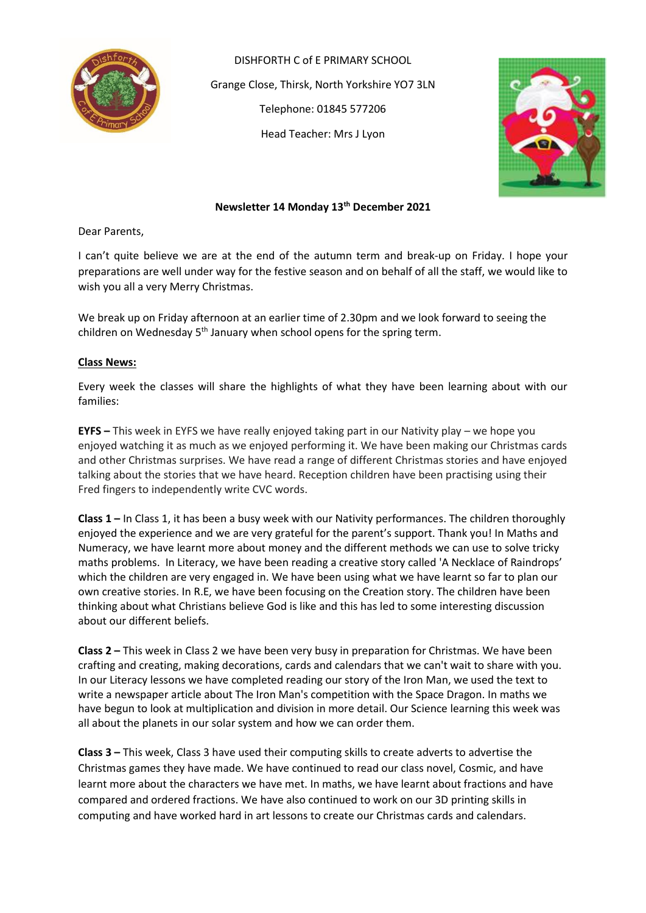DISHFORTH C of E PRIMARY SCHOOL

Grange Close, Thirsk, North Yorkshire YO7 3LN

Telephone: 01845 577206

Head Teacher: Mrs J Lyon

**Newsletter 14 Monday 13th December 2021**

Dear Parents,

I can't quite believe we are at the end of the autumn term and break-up on Friday. I hope your preparations are well under way for the festive season and on behalf of all the staff, we would like to wish you all a very Merry Christmas.

We break up on Friday afternoon at an earlier time of 2.30pm and we look forward to seeing the children on Wednesday 5th January when school opens for the spring term.

**Class News:**

Every week the classes will share the highlights of what they have been learning about with our families:

**EYFS –** This week in EYFS we have really enjoyed taking part in our Nativity play – we hope you enjoyed watching it as much as we enjoyed performing it. We have been making our Christmas cards and other Christmas surprises. We have read a range of different Christmas stories and have enjoyed talking about the stories that we have heard. Reception children have been practising using their Fred fingers to independently write CVC words.

**Class 1 –** In Class 1, it has been a busy week with our Nativity performances. The children thoroughly enjoyed the experience and we are very grateful for the parent's support. Thank you! In Maths and Numeracy, we have learnt more about money and the different methods we can use to solve tricky maths problems. In Literacy, we have been reading a creative story called 'A Necklace of Raindrops' which the children are very engaged in. We have been using what we have learnt so far to plan our own creative stories. In R.E, we have been focusing on the Creation story. The children have been thinking about what Christians believe God is like and this has led to some interesting discussion about our different beliefs.

**Class 2 –** This week in Class 2 we have been very busy in preparation for Christmas. We have been crafting and creating, making decorations, cards and calendars that we can't wait to share with you. In our Literacy lessons we have completed reading our story of the Iron Man, we used the text to write a newspaper article about The Iron Man's competition with the Space Dragon. In maths we have begun to look at multiplication and division in more detail. Our Science learning this week was all about the planets in our solar system and how we can order them.

**Class 3 –** This week, Class 3 have used their computing skills to create adverts to advertise the Christmas games they have made. We have continued to read our class novel, Cosmic, and have learnt more about the characters we have met. In maths, we have learnt about fractions and have compared and ordered fractions. We have also continued to work on our 3D printing skills in computing and have worked hard in art lessons to create our Christmas cards and calendars.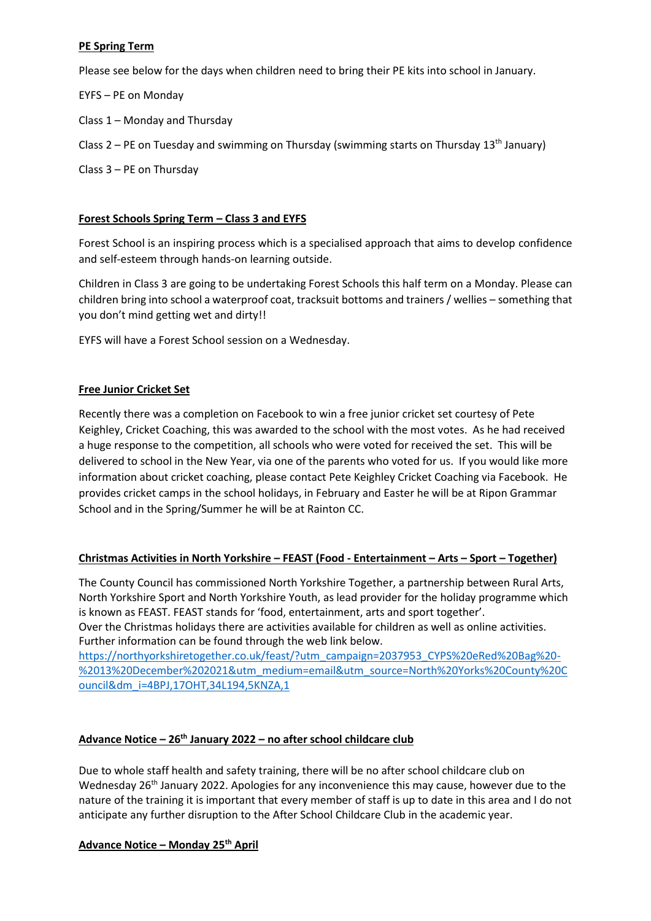**PE Spring Term**

Please see below for the days when children need to bring their PE kits into school in January.

EYFS – PE on Monday

Class 1 – Monday and Thursday

Class 2 – PE on Tuesday and swimming on Thursday (swimming starts on Thursday 13th January)

Class 3 – PE on Thursday

**Forest Schools Spring Term – Class 3 and EYFS**

Forest School is an inspiring process which is a specialised approach that aims to develop confidence and self-esteem through hands-on learning outside.

Children in Class 3 are going to be undertaking Forest Schools this half term on a Monday. Please can children bring into school a waterproof coat, tracksuit bottoms and trainers / wellies – something that you don't mind getting wet and dirty!!

EYFS will have a Forest School session on a Wednesday.

**Free Junior Cricket Set**

Recently there was a completion on Facebook to win a free junior cricket set courtesy of Pete Keighley, Cricket Coaching, this was awarded to the school with the most votes. As he had received a huge response to the competition, all schools who were voted for received the set. This will be delivered to school in the New Year, via one of the parents who voted for us. If you would like more information about cricket coaching, please contact Pete Keighley Cricket Coaching via Facebook. He provides cricket camps in the school holidays, in February and Easter he will be at Ripon Grammar School and in the Spring/Summer he will be at Rainton CC.

**Christmas Activities in North Yorkshire – FEAST (Food - Entertainment – Arts – Sport – Together)**

The County Council has commissioned North Yorkshire Together, a partnership between Rural Arts, North Yorkshire Sport and North Yorkshire Youth, as lead provider for the holiday programme which is known as FEAST. FEAST stands for 'food, entertainment, arts and sport together'.
Over the Christmas holidays there are activities available for children as well as online activities. Further information can be found through the web link below.
https://northyorkshiretogether.co.uk/feast/?utm_campaign=2037953_CYPS%20eRed%20Bag%20-%2013%20December%202021&utm_medium=email&utm_source=North%20Yorks%20County%20Council&dm_i=4BPJ,17OHT,34L194,5KNZA,1

**Advance Notice – 26th January 2022 – no after school childcare club**

Due to whole staff health and safety training, there will be no after school childcare club on Wednesday 26th January 2022. Apologies for any inconvenience this may cause, however due to the nature of the training it is important that every member of staff is up to date in this area and I do not anticipate any further disruption to the After School Childcare Club in the academic year.

**Advance Notice – Monday 25th April**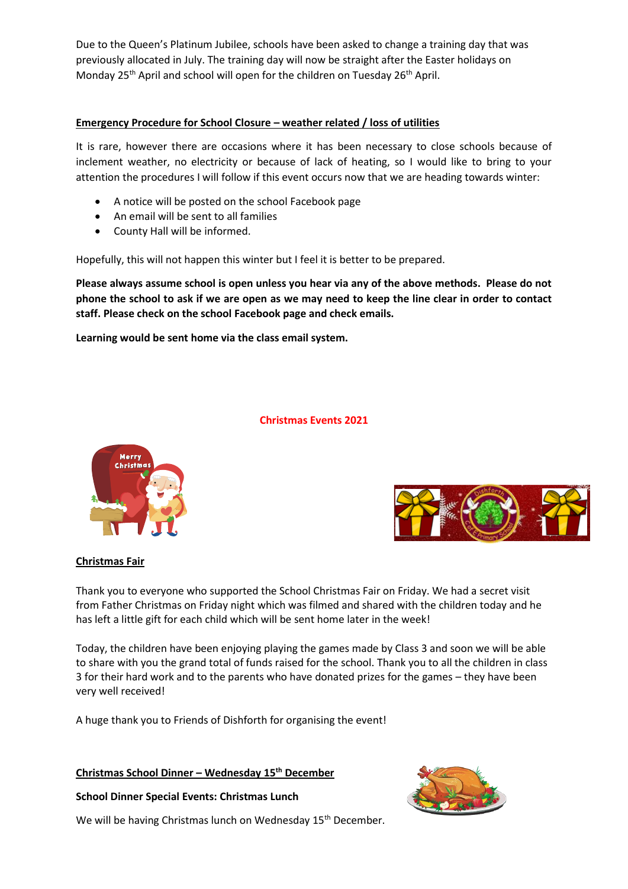Due to the Queen's Platinum Jubilee, schools have been asked to change a training day that was previously allocated in July. The training day will now be straight after the Easter holidays on Monday 25th April and school will open for the children on Tuesday 26th April.

## Emergency Procedure for School Closure – weather related / loss of utilities

It is rare, however there are occasions where it has been necessary to close schools because of inclement weather, no electricity or because of lack of heating, so I would like to bring to your attention the procedures I will follow if this event occurs now that we are heading towards winter:

- A notice will be posted on the school Facebook page
- An email will be sent to all families
- County Hall will be informed.

Hopefully, this will not happen this winter but I feel it is better to be prepared.

**Please always assume school is open unless you hear via any of the above methods. Please do not phone the school to ask if we are open as we may need to keep the line clear in order to contact staff. Please check on the school Facebook page and check emails.**

**Learning would be sent home via the class email system.**

# Christmas Events 2021

## Christmas Fair

Thank you to everyone who supported the School Christmas Fair on Friday. We had a secret visit from Father Christmas on Friday night which was filmed and shared with the children today and he has left a little gift for each child which will be sent home later in the week!

Today, the children have been enjoying playing the games made by Class 3 and soon we will be able to share with you the grand total of funds raised for the school. Thank you to all the children in class 3 for their hard work and to the parents who have donated prizes for the games – they have been very well received!

A huge thank you to Friends of Dishforth for organising the event!

## Christmas School Dinner – Wednesday 15th December

**School Dinner Special Events: Christmas Lunch**

We will be having Christmas lunch on Wednesday 15th December.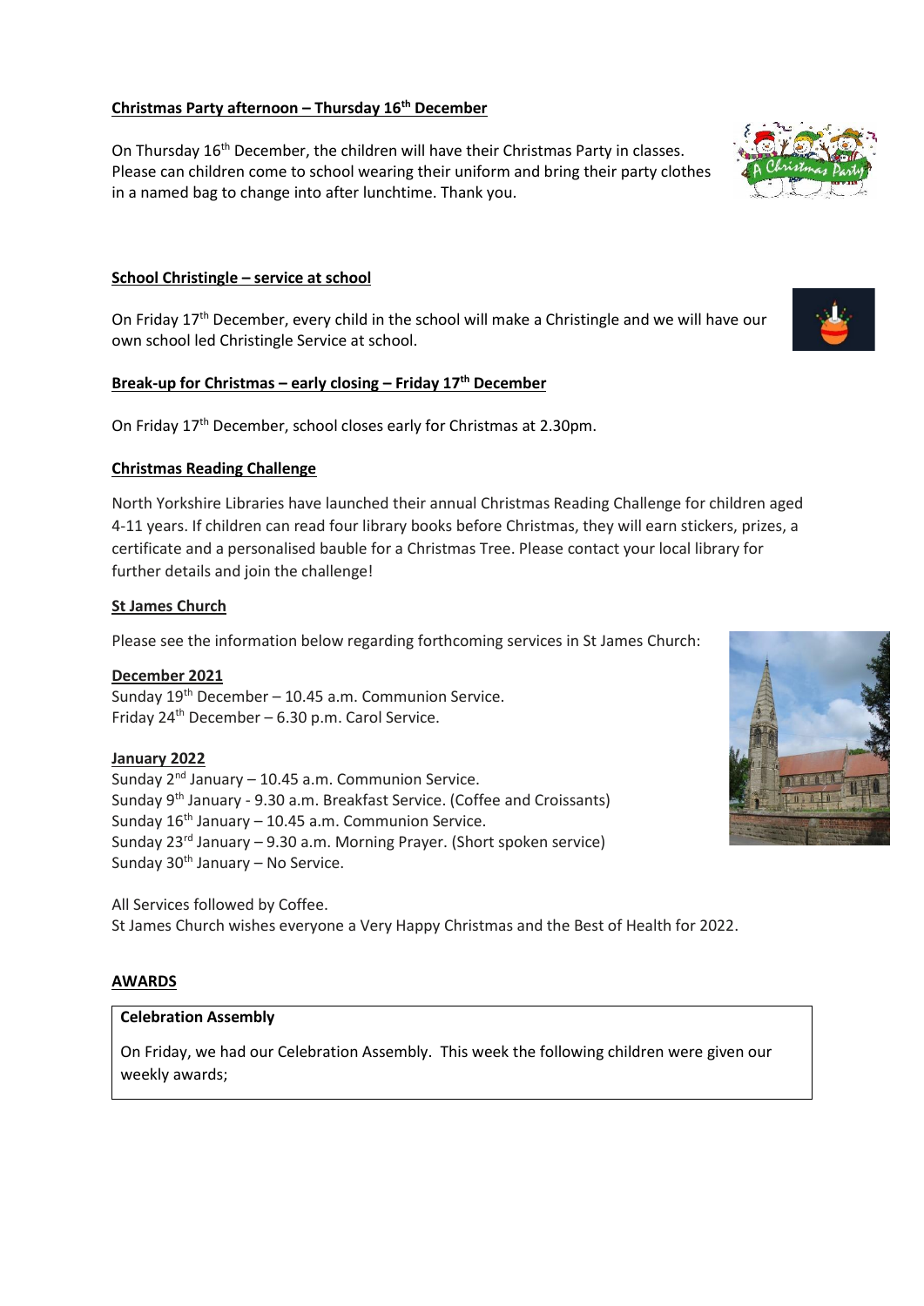**Christmas Party afternoon – Thursday 16th December**

On Thursday 16th December, the children will have their Christmas Party in classes. Please can children come to school wearing their uniform and bring their party clothes in a named bag to change into after lunchtime. Thank you.

**School Christingle – service at school**

On Friday 17th December, every child in the school will make a Christingle and we will have our own school led Christingle Service at school.

**Break-up for Christmas – early closing – Friday 17th December**

On Friday 17th December, school closes early for Christmas at 2.30pm.

**Christmas Reading Challenge**

North Yorkshire Libraries have launched their annual Christmas Reading Challenge for children aged 4-11 years. If children can read four library books before Christmas, they will earn stickers, prizes, a certificate and a personalised bauble for a Christmas Tree. Please contact your local library for further details and join the challenge!

**St James Church**

Please see the information below regarding forthcoming services in St James Church:

**December 2021**
Sunday 19th December – 10.45 a.m. Communion Service.
Friday 24th December – 6.30 p.m. Carol Service.

**January 2022**
Sunday 2nd January – 10.45 a.m. Communion Service.
Sunday 9th January - 9.30 a.m. Breakfast Service. (Coffee and Croissants)
Sunday 16th January – 10.45 a.m. Communion Service.
Sunday 23rd January – 9.30 a.m. Morning Prayer. (Short spoken service)
Sunday 30th January – No Service.

All Services followed by Coffee.
St James Church wishes everyone a Very Happy Christmas and the Best of Health for 2022.

**AWARDS**

**Celebration Assembly**

On Friday, we had our Celebration Assembly. This week the following children were given our weekly awards;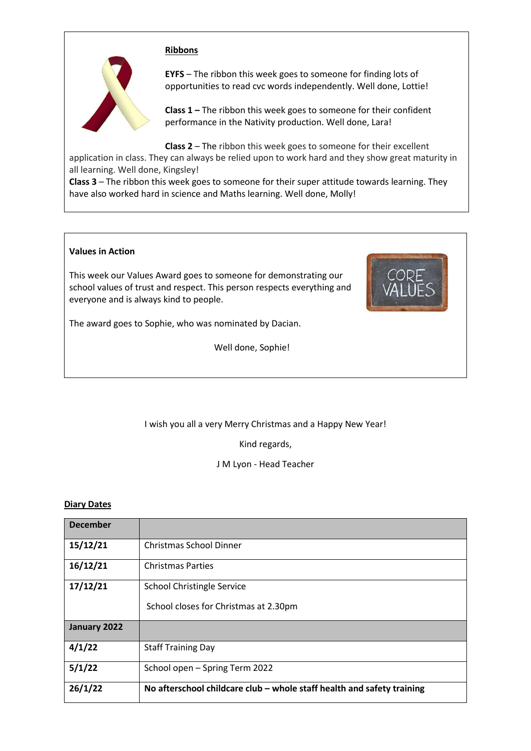**Ribbons**

**EYFS** – The ribbon this week goes to someone for finding lots of opportunities to read cvc words independently. Well done, Lottie!

**Class 1 –** The ribbon this week goes to someone for their confident performance in the Nativity production. Well done, Lara!

**Class 2** – The ribbon this week goes to someone for their excellent application in class. They can always be relied upon to work hard and they show great maturity in all learning. Well done, Kingsley!

**Class 3** – The ribbon this week goes to someone for their super attitude towards learning. They have also worked hard in science and Maths learning. Well done, Molly!

**Values in Action**

This week our Values Award goes to someone for demonstrating our school values of trust and respect. This person respects everything and everyone and is always kind to people.

The award goes to Sophie, who was nominated by Dacian.

Well done, Sophie!

I wish you all a very Merry Christmas and a Happy New Year!

Kind regards,

J M Lyon - Head Teacher

**Diary Dates**

| **December** | |
|---|---|
| **15/12/21** | Christmas School Dinner |
| **16/12/21** | Christmas Parties |
| **17/12/21** | School Christingle Service<br>School closes for Christmas at 2.30pm |
| **January 2022** | |
| **4/1/22** | Staff Training Day |
| **5/1/22** | School open – Spring Term 2022 |
| **26/1/22** | **No afterschool childcare club – whole staff health and safety training** |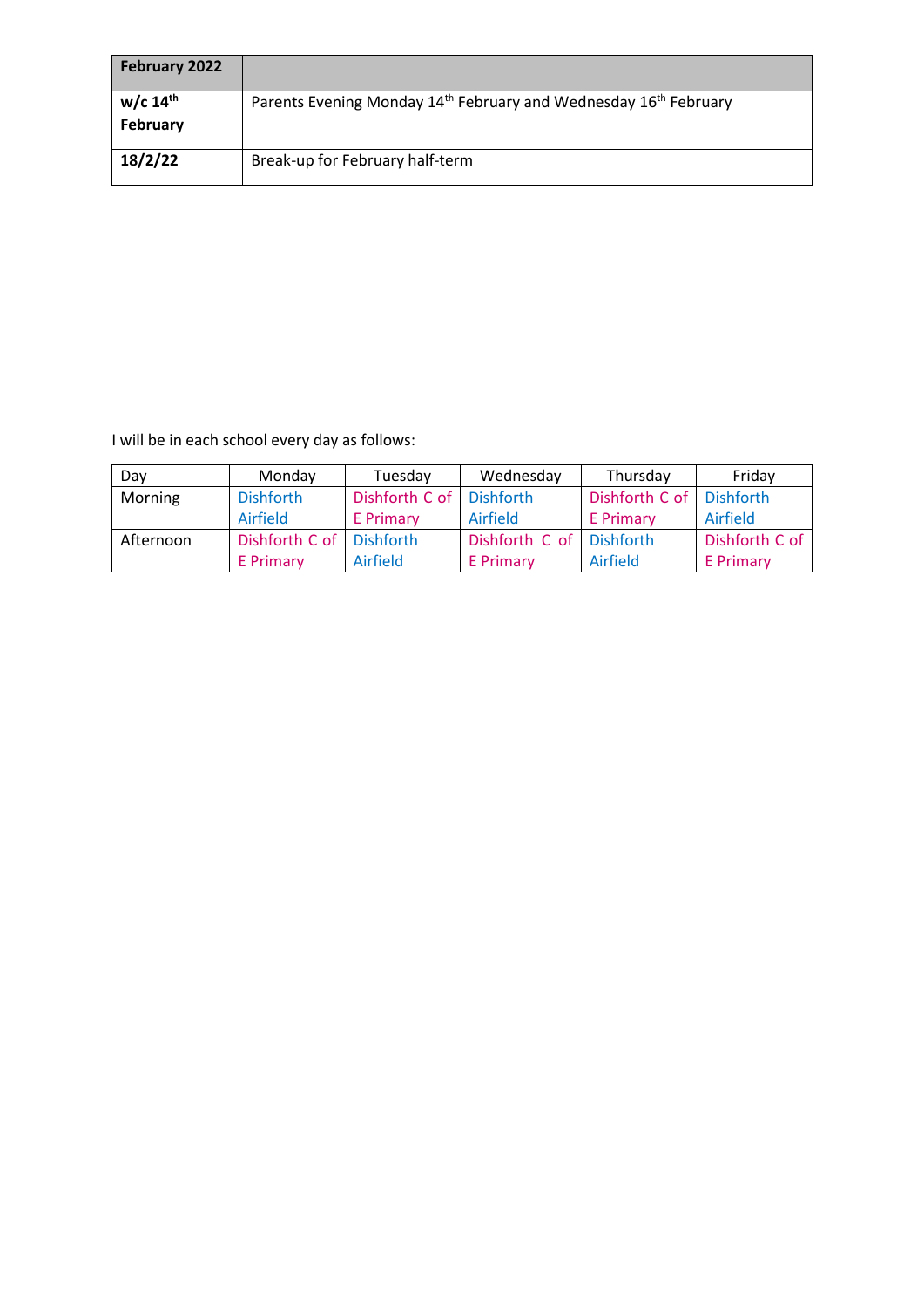| **February 2022** | |
|---|---|
| **w/c 14th February** | Parents Evening Monday 14th February and Wednesday 16th February |
| **18/2/22** | Break-up for February half-term |

I will be in each school every day as follows:

| Day | Monday | Tuesday | Wednesday | Thursday | Friday |
|---|---|---|---|---|---|
| Morning | Dishforth Airfield | Dishforth C of E Primary | Dishforth Airfield | Dishforth C of E Primary | Dishforth Airfield |
| Afternoon | Dishforth C of E Primary | Dishforth Airfield | Dishforth C of E Primary | Dishforth Airfield | Dishforth C of E Primary |